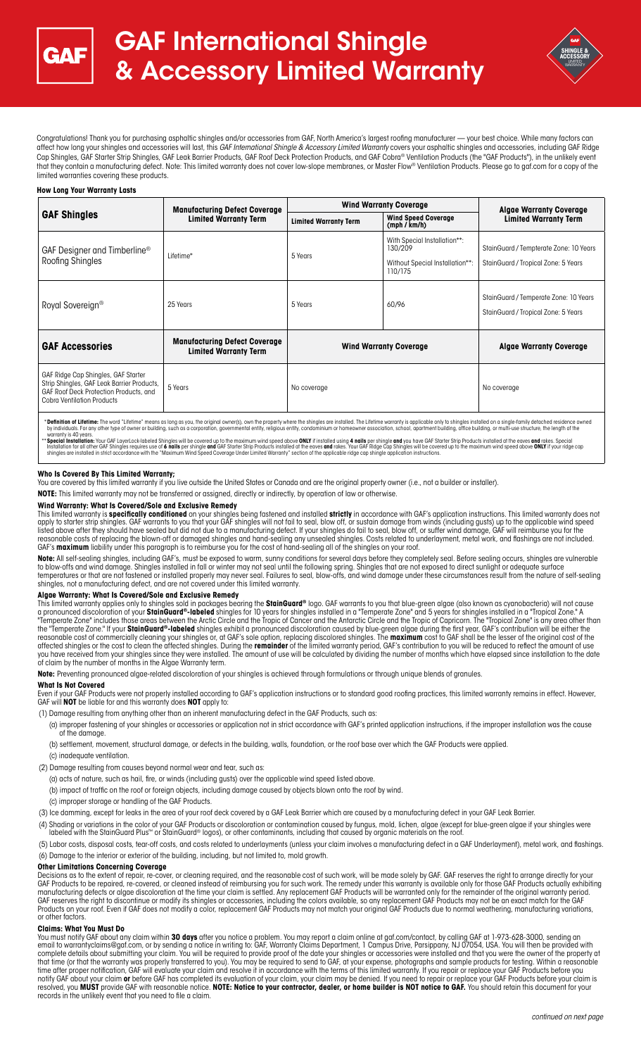# GAF International Shingle & Accessory Limited Warranty

Congratulations! Thank you for purchasing asphaltic shingles and/or accessories from GAF, North America's largest roofing manufacturer — your best choice. While many factors can affect how long your shingles and accessories will last, this *GAF International Shingle & Accessory Limited Warranty* covers your asphaltic shingles and accessories, including GAF Ridge Cap Shingles, GAF Starter Strip Shingles, GAF Leak Barrier Products, GAF Roof Deck Protection Products, and GAF Cobra® Ventilation Products (the "GAF Products"), in the unlikely event that they contain a manufacturing defect. Note: This limited warranty does not cover low-slope membranes, or Master Flow® Ventilation Products. Please go to gaf.com for a copy of the limited warranties covering these products.

#### How Long Your Warranty Lasts

| GAF Shingles | Manufacturing Defect Coverage Limited Warranty Term | Wind Warranty Coverage | | Algae Warranty Coverage Limited Warranty Term |
|---|---|---|---|---|
| | | Limited Warranty Term | Wind Speed Coverage (mph / km/h) | |
| GAF Designer and Timberline® Roofing Shingles | Lifetime* | 5 Years | With Special Installation**: 130/209<br>Without Special Installation**: 110/175 | StainGuard / Temperate Zone: 10 Years<br>StainGuard / Tropical Zone: 5 Years |
| Royal Sovereign® | 25 Years | 5 Years | 60/96 | StainGuard / Temperate Zone: 10 Years<br>StainGuard / Tropical Zone: 5 Years |
| **GAF Accessories** | **Manufacturing Defect Coverage Limited Warranty Term** | **Wind Warranty Coverage** | | **Algae Warranty Coverage** |
| GAF Ridge Cap Shingles, GAF Starter Strip Shingles, GAF Leak Barrier Products, GAF Roof Deck Protection Products, and Cobra Ventilation Products | 5 Years | No coverage | | No coverage |

\* **Definition of Lifetime:** The word "Lifetime" means as long as you, the original owner(s), own the property where the shingles are installed. The Lifetime warranty is applicable only to shingles installed on a single-family detached residence owned by individuals. For any other type of owner or building, such as a corporation, governmental entity, religious entity, condominium or homeowner association, school, apartment building, office building, or multi-use structure, the length of the warranty is 40 years.

\*\* **Special Installation:** Your GAF LayerLock-labeled Shingles will be covered up to the maximum wind speed above **ONLY** if installed using **4 nails** per shingle **and** you have GAF Starter Strip Products installed at the eaves **and** rakes. Special Installation for all other GAF Shingles requires use of **6 nails** per shingle **and** GAF Starter Strip Products installed at the eaves **and** rakes. Your GAF Ridge Cap Shingles will be covered up to the maximum wind speed above **ONLY** if your ridge cap shingles are installed in strict accordance with the "Maximum Wind Speed Coverage Under Limited Warranty" section of the applicable ridge cap shingle application instructions.

#### Who Is Covered By This Limited Warranty;

You are covered by this limited warranty if you live outside the United States or Canada and are the original property owner (i.e., not a builder or installer).

**NOTE:** This limited warranty may not be transferred or assigned, directly or indirectly, by operation of law or otherwise.

#### Wind Warranty: What Is Covered/Sole and Exclusive Remedy

This limited warranty is **specifically conditioned** on your shingles being fastened and installed **strictly** in accordance with GAF's application instructions. This limited warranty does not apply to starter strip shingles. GAF warrants to you that your GAF shingles will not fail to seal, blow off, or sustain damage from winds (including gusts) up to the applicable wind speed listed above after they should have sealed but did not due to a manufacturing defect. If your shingles do fail to seal, blow off, or suffer wind damage, GAF will reimburse you for the reasonable costs of replacing the blown-off or damaged shingles and hand-sealing any unsealed shingles. Costs related to underlayment, metal work, and flashings are not included. GAF's **maximum** liability under this paragraph is to reimburse you for the cost of hand-sealing all of the shingles on your roof.

**Note:** All self-sealing shingles, including GAF's, must be exposed to warm, sunny conditions for several days before they completely seal. Before sealing occurs, shingles are vulnerable to blow-offs and wind damage. Shingles installed in fall or winter may not seal until the following spring. Shingles that are not exposed to direct sunlight or adequate surface temperatures or that are not fastened or installed properly may never seal. Failures to seal, blow-offs, and wind damage under these circumstances result from the nature of self-sealing shingles, not a manufacturing defect, and are not covered under this limited warranty.

#### Algae Warranty: What Is Covered/Sole and Exclusive Remedy

This limited warranty applies only to shingles sold in packages bearing the **StainGuard®** logo. GAF warrants to you that blue-green algae (also known as cyanobacteria) will not cause a pronounced discoloration of your **StainGuard®-labeled** shingles for 10 years for shingles installed in a "Temperate Zone" and 5 years for shingles installed in a "Tropical Zone." A "Temperate Zone" includes those areas between the Arctic Circle and the Tropic of Cancer and the Antarctic Circle and the Tropic of Capricorn. The "Tropical Zone" is any area other than the "Temperate Zone." If your **StainGuard®-labeled** shingles exhibit a pronounced discoloration caused by blue-green algae during the first year, GAF's contribution will be either the reasonable cost of commercially cleaning your shingles or, at GAF's sole option, replacing discolored shingles. The **maximum** cost to GAF shall be the lesser of the original cost of the affected shingles or the cost to clean the affected shingles. During the **remainder** of the limited warranty period, GAF's contribution to you will be reduced to reflect the amount of use you have received from your shingles since they were installed. The amount of use will be calculated by dividing the number of months which have elapsed since installation to the date of claim by the number of months in the Algae Warranty term.

**Note:** Preventing pronounced algae-related discoloration of your shingles is achieved through formulations or through unique blends of granules.

#### What Is Not Covered

Even if your GAF Products were not properly installed according to GAF's application instructions or to standard good roofing practices, this limited warranty remains in effect. However, GAF will **NOT** be liable for and this warranty does **NOT** apply to:

(1) Damage resulting from anything other than an inherent manufacturing defect in the GAF Products, such as:

- (a) improper fastening of your shingles or accessories or application not in strict accordance with GAF's printed application instructions, if the improper installation was the cause of the damage.
- (b) settlement, movement, structural damage, or defects in the building, walls, foundation, or the roof base over which the GAF Products were applied.
- (c) inadequate ventilation.

(2) Damage resulting from causes beyond normal wear and tear, such as:

- (a) acts of nature, such as hail, fire, or winds (including gusts) over the applicable wind speed listed above.
- (b) impact of traffic on the roof or foreign objects, including damage caused by objects blown onto the roof by wind.
- (c) improper storage or handling of the GAF Products.

(3) Ice damming, except for leaks in the area of your roof deck covered by a GAF Leak Barrier which are caused by a manufacturing defect in your GAF Leak Barrier.

(4) Shading or variations in the color of your GAF Products or discoloration or contamination caused by fungus, mold, lichen, algae (except for blue-green algae if your shingles were labeled with the StainGuard Plus™ or StainGuard® logos), or other contaminants, including that caused by organic materials on the roof.

(5) Labor costs, disposal costs, tear-off costs, and costs related to underlayments (unless your claim involves a manufacturing defect in a GAF Underlayment), metal work, and flashings.

(6) Damage to the interior or exterior of the building, including, but not limited to, mold growth.

#### Other Limitations Concerning Coverage

Decisions as to the extent of repair, re-cover, or cleaning required, and the reasonable cost of such work, will be made solely by GAF. GAF reserves the right to arrange directly for your GAF Products to be repaired, re-covered, or cleaned instead of reimbursing you for such work. The remedy under this warranty is available only for those GAF Products actually exhibiting manufacturing defects or algae discoloration at the time your claim is settled. Any replacement GAF Products will be warranted only for the remainder of the original warranty period. GAF reserves the right to discontinue or modify its shingles or accessories, including the colors available, so any replacement GAF Products may not be an exact match for the GAF Products on your roof. Even if GAF does not modify a color, replacement GAF Products may not match your original GAF Products due to normal weathering, manufacturing variations, or other factors.

#### Claims: What You Must Do

You must notify GAF about any claim within **30 days** after you notice a problem. You may report a claim online at gaf.com/contact, by calling GAF at 1-973-628-3000, sending an email to warrantyclaims@gaf.com, or by sending a notice in writing to: GAF, Warranty Claims Department, 1 Campus Drive, Parsippany, NJ 07054, USA. You will then be provided with complete details about submitting your claim. You will be required to provide proof of the date your shingles or accessories were installed and that you were the owner of the property at that time (or that the warranty was properly transferred to you). You may be required to send to GAF, at your expense, photographs and sample products for testing. Within a reasonable time after proper notification, GAF will evaluate your claim and resolve it in accordance with the terms of this limited warranty. If you repair or replace your GAF Products before you notify GAF about your claim **or** before GAF has completed its evaluation of your claim, your claim may be denied. If you need to repair or replace your GAF Products before your claim is resolved, you **MUST** provide GAF with reasonable notice. **NOTE: Notice to your contractor, dealer, or home builder is NOT notice to GAF.** You should retain this document for your records in the unlikely event that you need to file a claim.

*continued on next page*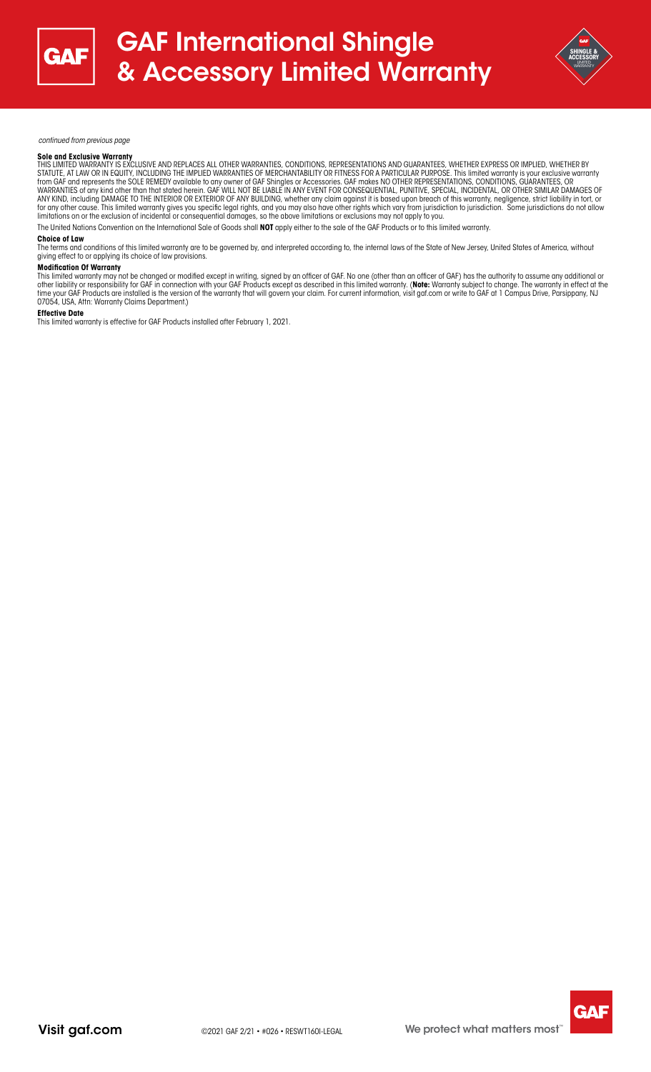# GAF International Shingle & Accessory Limited Warranty

*continued from previous page*

**Sole and Exclusive Warranty**

THIS LIMITED WARRANTY IS EXCLUSIVE AND REPLACES ALL OTHER WARRANTIES, CONDITIONS, REPRESENTATIONS AND GUARANTEES, WHETHER EXPRESS OR IMPLIED, WHETHER BY STATUTE, AT LAW OR IN EQUITY, INCLUDING THE IMPLIED WARRANTIES OF MERCHANTABILITY OR FITNESS FOR A PARTICULAR PURPOSE. This limited warranty is your exclusive warranty from GAF and represents the SOLE REMEDY available to any owner of GAF Shingles or Accessories. GAF makes NO OTHER REPRESENTATIONS, CONDITIONS, GUARANTEES, OR WARRANTIES of any kind other than that stated herein. GAF WILL NOT BE LIABLE IN ANY EVENT FOR CONSEQUENTIAL, PUNITIVE, SPECIAL, INCIDENTAL, OR OTHER SIMILAR DAMAGES OF ANY KIND, including DAMAGE TO THE INTERIOR OR EXTERIOR OF ANY BUILDING, whether any claim against it is based upon breach of this warranty, negligence, strict liability in tort, or for any other cause. This limited warranty gives you specific legal rights, and you may also have other rights which vary from jurisdiction to jurisdiction. Some jurisdictions do not allow limitations on or the exclusion of incidental or consequential damages, so the above limitations or exclusions may not apply to you.

The United Nations Convention on the International Sale of Goods shall **NOT** apply either to the sale of the GAF Products or to this limited warranty.

**Choice of Law**

The terms and conditions of this limited warranty are to be governed by, and interpreted according to, the internal laws of the State of New Jersey, United States of America, without giving effect to or applying its choice of law provisions.

**Modification Of Warranty**

This limited warranty may not be changed or modified except in writing, signed by an officer of GAF. No one (other than an officer of GAF) has the authority to assume any additional or other liability or responsibility for GAF in connection with your GAF Products except as described in this limited warranty. (**Note:** Warranty subject to change. The warranty in effect at the time your GAF Products are installed is the version of the warranty that will govern your claim. For current information, visit gaf.com or write to GAF at 1 Campus Drive, Parsippany, NJ 07054, USA, Attn: Warranty Claims Department.)

**Effective Date**

This limited warranty is effective for GAF Products installed after February 1, 2021.

Visit gaf.com

©2021 GAF 2/21 • #026 • RESWT160I-LEGAL

We protect what matters most™